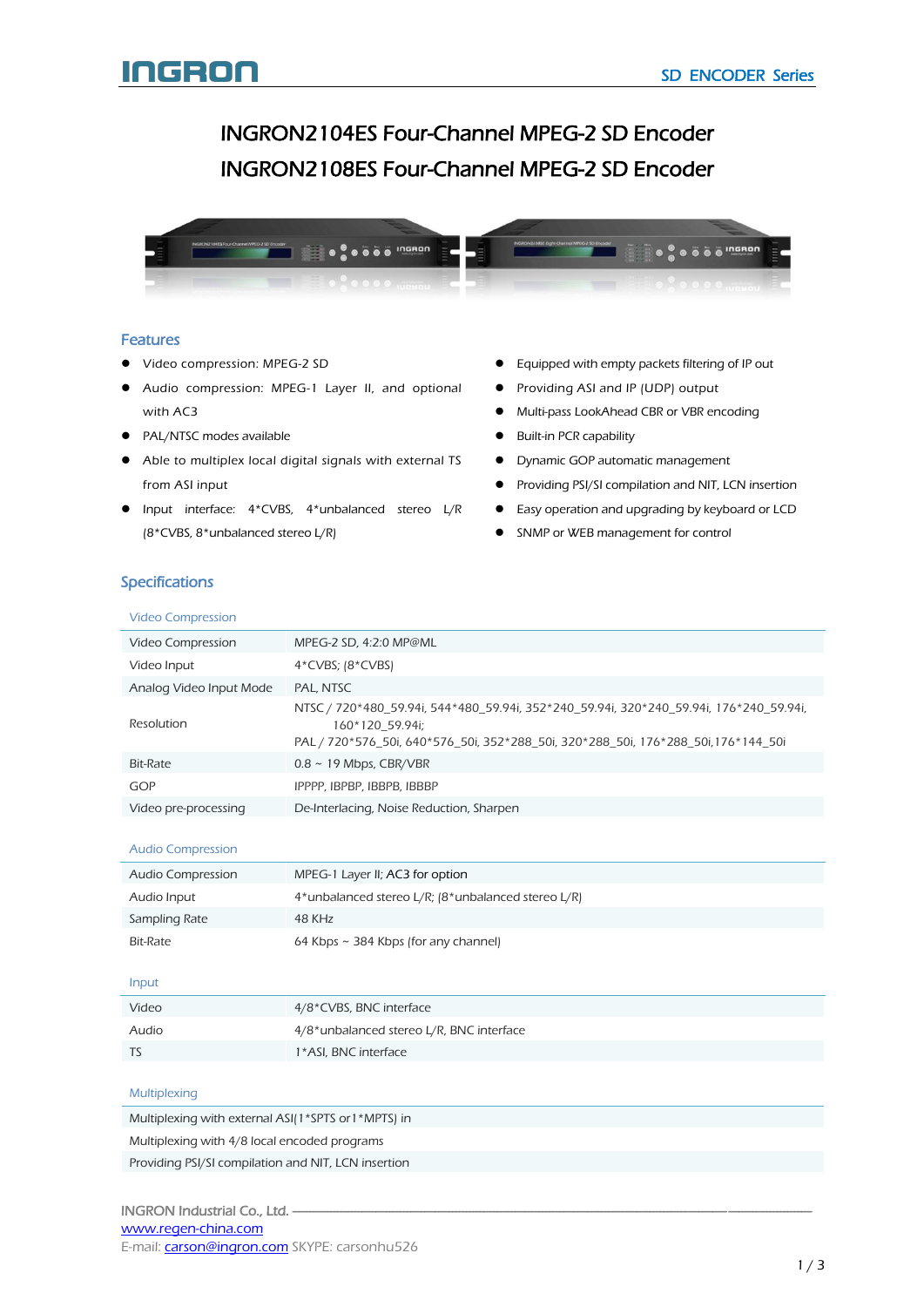# INGRON2104ES Four-Channel MPEG-2 SD Encoder
# INGRON2108ES Four-Channel MPEG-2 SD Encoder

## Features

- Video compression: MPEG-2 SD
- Audio compression: MPEG-1 Layer II, and optional with AC3
- PAL/NTSC modes available
- Able to multiplex local digital signals with external TS from ASI input
- Input interface: 4*CVBS, 4*unbalanced stereo L/R (8*CVBS, 8*unbalanced stereo L/R)
- Equipped with empty packets filtering of IP out
- Providing ASI and IP (UDP) output
- Multi-pass LookAhead CBR or VBR encoding
- Built-in PCR capability
- Dynamic GOP automatic management
- Providing PSI/SI compilation and NIT, LCN insertion
- Easy operation and upgrading by keyboard or LCD
- SNMP or WEB management for control

## Specifications

### Video Compression

| | |
|---|---|
| Video Compression | MPEG-2 SD, 4:2:0 MP@ML |
| Video Input | 4*CVBS; (8*CVBS) |
| Analog Video Input Mode | PAL, NTSC |
| Resolution | NTSC / 720*480_59.94i, 544*480_59.94i, 352*240_59.94i, 320*240_59.94i, 176*240_59.94i, 160*120_59.94i;<br>PAL / 720*576_50i, 640*576_50i, 352*288_50i, 320*288_50i, 176*288_50i,176*144_50i |
| Bit-Rate | 0.8 ~ 19 Mbps, CBR/VBR |
| GOP | IPPPP, IBPBP, IBBPB, IBBBP |
| Video pre-processing | De-Interlacing, Noise Reduction, Sharpen |

### Audio Compression

| | |
|---|---|
| Audio Compression | MPEG-1 Layer II; AC3 for option |
| Audio Input | 4*unbalanced stereo L/R; (8*unbalanced stereo L/R) |
| Sampling Rate | 48 KHz |
| Bit-Rate | 64 Kbps ~ 384 Kbps (for any channel) |

### Input

| | |
|---|---|
| Video | 4/8*CVBS, BNC interface |
| Audio | 4/8*unbalanced stereo L/R, BNC interface |
| TS | 1*ASI, BNC interface |

### Multiplexing

| |
|---|
| Multiplexing with external ASI(1*SPTS or1*MPTS) in |
| Multiplexing with 4/8 local encoded programs |
| Providing PSI/SI compilation and NIT, LCN insertion |

INGRON Industrial Co., Ltd.
www.regen-china.com
E-mail: carson@ingron.com SKYPE: carsonhu526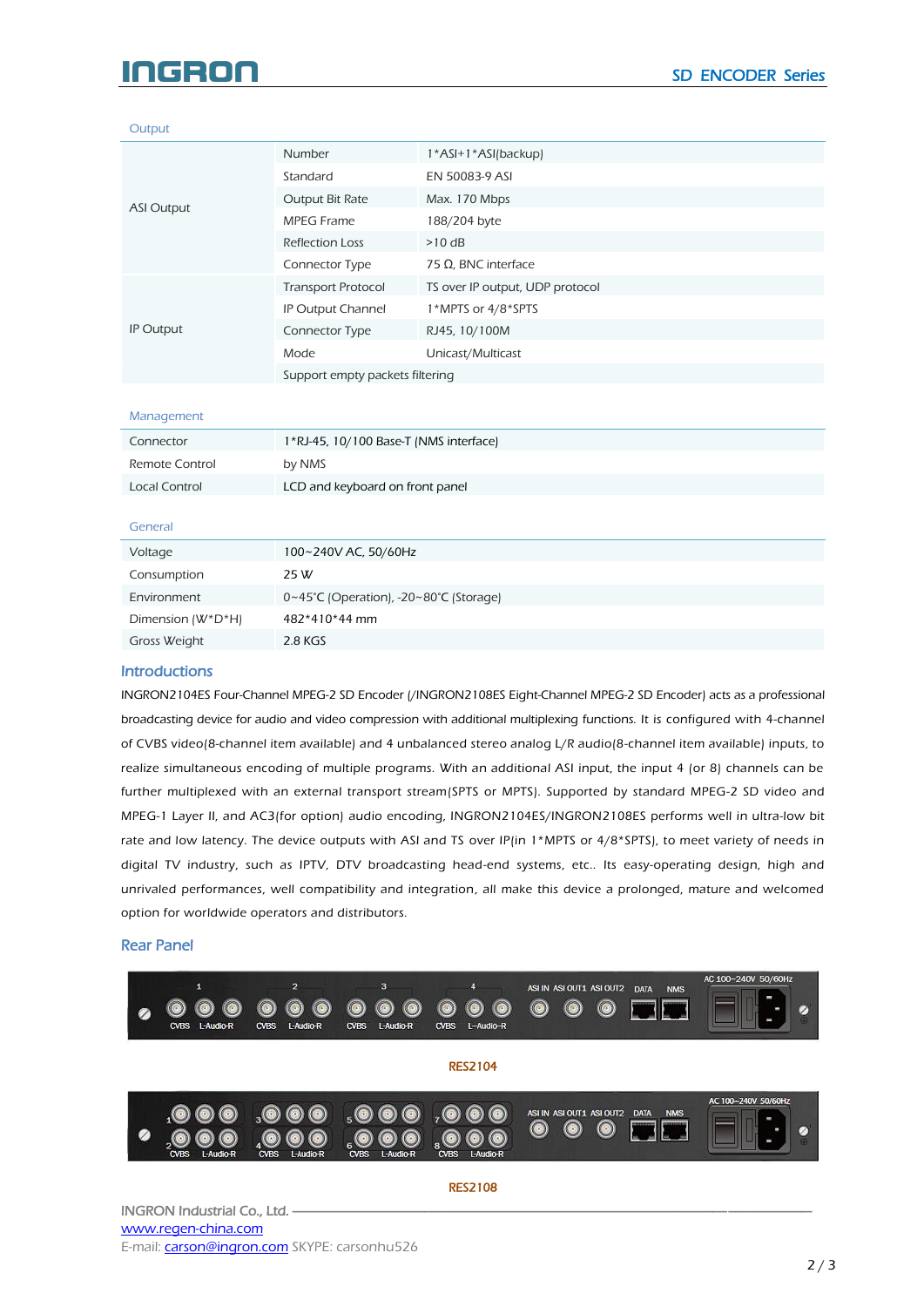### Output

| | | |
|---|---|---|
| ASI Output | Number | 1*ASI+1*ASI(backup) |
| | Standard | EN 50083-9 ASI |
| | Output Bit Rate | Max. 170 Mbps |
| | MPEG Frame | 188/204 byte |
| | Reflection Loss | >10 dB |
| | Connector Type | 75 Ω, BNC interface |
| IP Output | Transport Protocol | TS over IP output, UDP protocol |
| | IP Output Channel | 1*MPTS or 4/8*SPTS |
| | Connector Type | RJ45, 10/100M |
| | Mode | Unicast/Multicast |
| | Support empty packets filtering | |

### Management

| | |
|---|---|
| Connector | 1*RJ-45, 10/100 Base-T (NMS interface) |
| Remote Control | by NMS |
| Local Control | LCD and keyboard on front panel |

### General

| | |
|---|---|
| Voltage | 100~240V AC, 50/60Hz |
| Consumption | 25 W |
| Environment | 0~45℃ (Operation), -20~80℃ (Storage) |
| Dimension (W*D*H) | 482*410*44 mm |
| Gross Weight | 2.8 KGS |

## Introductions

INGRON2104ES Four-Channel MPEG-2 SD Encoder (/INGRON2108ES Eight-Channel MPEG-2 SD Encoder) acts as a professional broadcasting device for audio and video compression with additional multiplexing functions. It is configured with 4-channel of CVBS video(8-channel item available) and 4 unbalanced stereo analog L/R audio(8-channel item available) inputs, to realize simultaneous encoding of multiple programs. With an additional ASI input, the input 4 (or 8) channels can be further multiplexed with an external transport stream(SPTS or MPTS). Supported by standard MPEG-2 SD video and MPEG-1 Layer II, and AC3(for option) audio encoding, INGRON2104ES/INGRON2108ES performs well in ultra-low bit rate and low latency. The device outputs with ASI and TS over IP(in 1*MPTS or 4/8*SPTS), to meet variety of needs in digital TV industry, such as IPTV, DTV broadcasting head-end systems, etc.. Its easy-operating design, high and unrivaled performances, well compatibility and integration, all make this device a prolonged, mature and welcomed option for worldwide operators and distributors.

## Rear Panel

RES2104

RES2108

INGRON Industrial Co., Ltd.
www.regen-china.com
E-mail: carson@ingron.com SKYPE: carsonhu526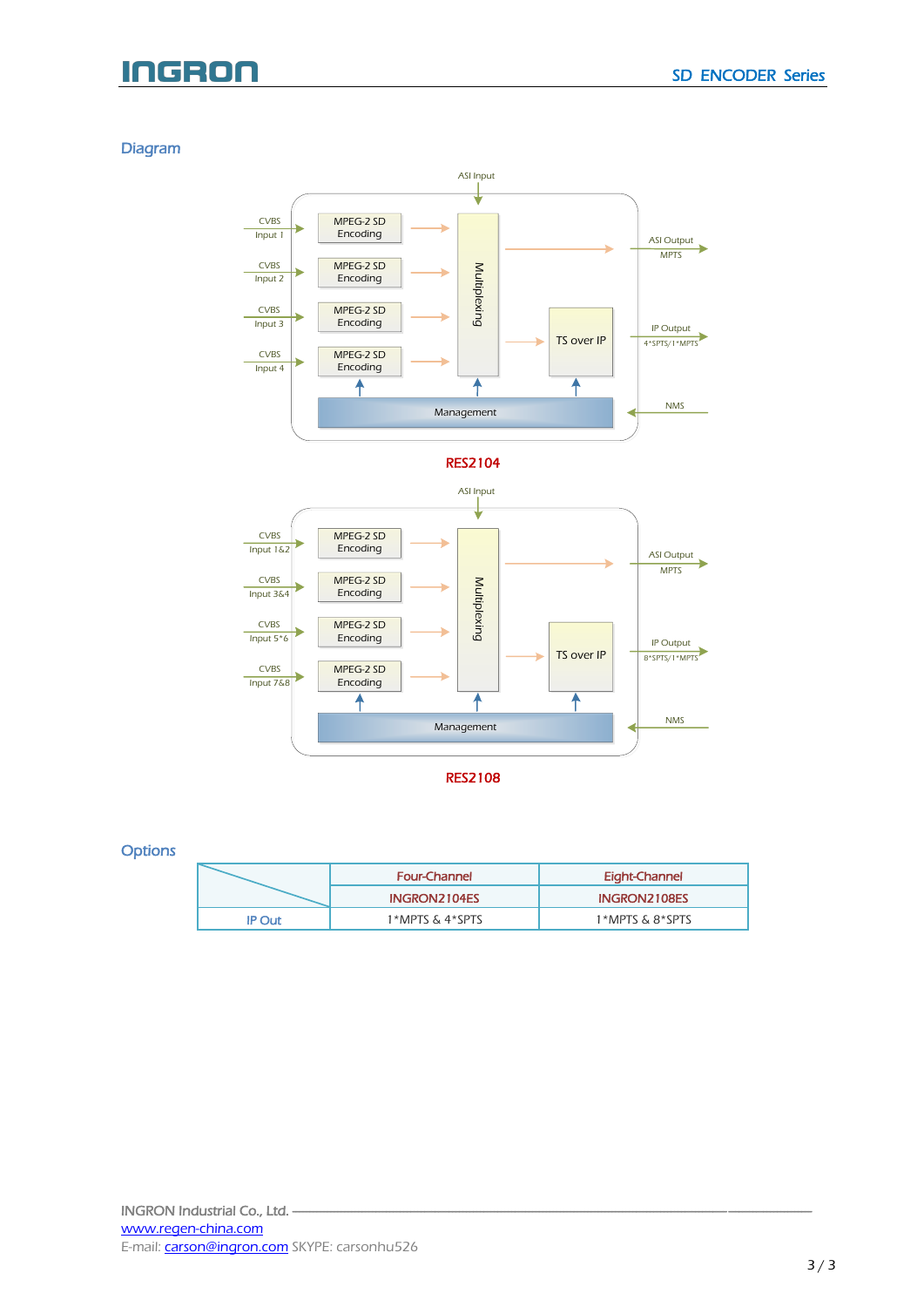## Diagram

ASI Input

CVBS Input 1
CVBS Input 2
CVBS Input 3
CVBS Input 4

MPEG-2 SD Encoding
MPEG-2 SD Encoding
MPEG-2 SD Encoding
MPEG-2 SD Encoding

Multiplexing

TS over IP

Management

ASI Output MPTS
IP Output 4*SPTS/1*MPTS
NMS

RES2104

ASI Input

CVBS Input 1&2
CVBS Input 3&4
CVBS Input 5*6
CVBS Input 7&8

MPEG-2 SD Encoding
MPEG-2 SD Encoding
MPEG-2 SD Encoding
MPEG-2 SD Encoding

Multiplexing

TS over IP

Management

ASI Output MPTS
IP Output 8*SPTS/1*MPTS
NMS

RES2108

## Options

| | Four-Channel | Eight-Channel |
|---|---|---|
| | INGRON2104ES | INGRON2108ES |
| IP Out | 1*MPTS & 4*SPTS | 1*MPTS & 8*SPTS |

INGRON Industrial Co., Ltd.
www.regen-china.com
E-mail: carson@ingron.com SKYPE: carsonhu526